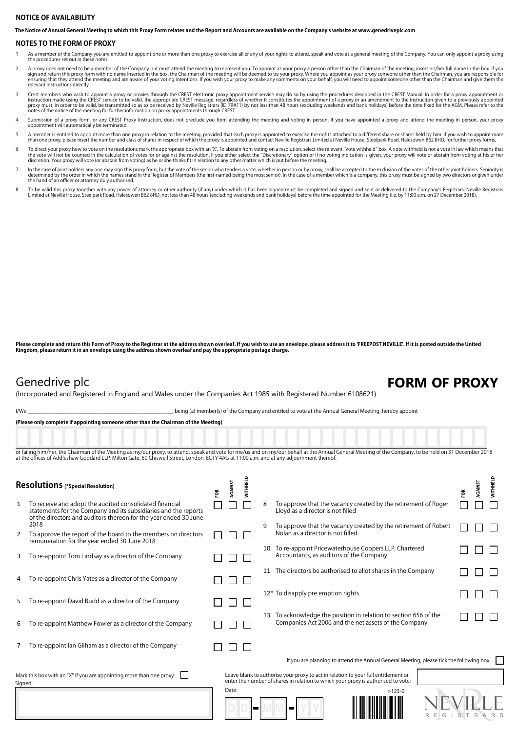## NOTICE OF AVAILABILITY

**The Notice of Annual General Meeting to which this Proxy Form relates and the Report and Accounts are available on the Company's website at www.genedriveplc.com**

## NOTES TO THE FORM OF PROXY

1. As a member of the Company you are entitled to appoint one or more than one proxy to exercise all or any of your rights to attend, speak and vote at a general meeting of the Company. You can only appoint a proxy using the procedures set out in these notes.
2. A proxy does not need to be a member of the Company but must attend the meeting to represent you. To appoint as your proxy a person other than the Chairman of the meeting, insert his/her full name in the box. If you sign and return this proxy form with no name inserted in the box, the Chairman of the meeting will be deemed to be your proxy. Where you appoint as your proxy someone other than the Chairman, you are responsible for ensuring that they attend the meeting and are aware of your voting intentions. If you wish your proxy to make any comments on your behalf, you will need to appoint someone other than the Chairman and give them the relevant instructions directly
3. Crest members who wish to appoint a proxy or proxies through the CREST electronic proxy appointment service may do so by using the procedures described in the CREST Manual. In order for a proxy appointment or instruction made using the CREST service to be valid, the appropriate CREST message, regardless of whether it constitutes the appointment of a proxy or an amendment to the instruction given to a previously appointed proxy must, in order to be valid, be transmitted so as to be received by Neville Registrars (ID 7RA11) by not less than 48 hours (excluding weekends and bank holidays) before the time fixed for the AGM. Please refer to the notes of the notice of the meeting for further information on proxy appointments through CREST.
4. Submission of a proxy form, or any CREST Proxy Instruction, does not preclude you from attending the meeting and voting in person. If you have appointed a proxy and attend the meeting in person, your proxy appointment will automatically be terminated.
5. A member is entitled to appoint more than one proxy in relation to the meeting, provided that each proxy is appointed to exercise the rights attached to a different share or shares held by him. If you wish to appoint more than one proxy, please insert the number and class of shares in respect of which the proxy is appointed and contact Neville Registrars Limited at Neville House, Steelpark Road, Halesowen B62 8HD, for further proxy forms.
6. To direct your proxy how to vote on the resolutions mark the appropriate box with an 'X'. To abstain from voting on a resolution, select the relevant "Vote withheld" box. A vote withheld is not a vote in law which means that the vote will not be counted in the calculation of votes for or against the resolution. If you either select the "Discretionary" option or if no voting indication is given, your proxy will vote or abstain from voting at his or her discretion. Your proxy will vote (or abstain from voting) as he or she thinks fit in relation to any other matter which is put before the meeting.
7. In the case of joint holders any one may sign this proxy form, but the vote of the senior who tenders a vote, whether in person or by proxy, shall be accepted to the exclusion of the votes of the other joint holders. Seniority is determined by the order in which the names stand in the Register of Members (the first-named being the most senior). In the case of a member which is a company, this proxy must be signed by two directors or given under the hand of an officer or attorney duly authorised.
8. To be valid this proxy together with any power of attorney or other authority (if any) under which it has been signed must be completed and signed and sent or delivered to the Company's Registrars, Neville Registrars Limited at Neville House, Steelpark Road, Halesowen B62 8HD, not less than 48 hours (excluding weekends and bank holidays) before the time appointed for the Meeting (i.e. by 11:00 a.m. on 27 December 2018).

**Please complete and return this Form of Proxy to the Registrar at the address shown overleaf. If you wish to use an envelope, please address it to 'FREEPOST NEVILLE'. If it is posted outside the United Kingdom, please return it in an envelope using the address shown overleaf and pay the appropriate postage charge.**

# Genedrive plc

# FORM OF PROXY

(Incorporated and Registered in England and Wales under the Companies Act 1985 with Registered Number 6108621)

I/We \_\_\_\_\_\_\_\_\_\_\_\_\_\_\_\_\_\_\_\_\_\_\_\_\_\_\_\_\_\_\_\_\_\_\_\_\_\_\_\_ being (a) member(s) of the Company and entitled to vote at the Annual General Meeting, hereby appoint

**(Please only complete if appointing someone other than the Chairman of the Meeting)**

or failing him/her, the Chairman of the Meeting as my/our proxy, to attend, speak and vote for me/us and on my/our behalf at the Annual General Meeting of the Company, to be held on 31 December 2018 at the offices of Addleshaw Goddard LLP, Milton Gate, 60 Chiswell Street, London, EC1Y 4AG at 11:00 a.m. and at any adjournment thereof.

## Resolutions (*Special Resolution)

| | Resolution | FOR | AGAINST | WITHHELD |
|---|---|---|---|---|
| 1 | To receive and adopt the audited consolidated financial statements for the Company and its subsidiaries and the reports of the directors and auditors thereon for the year ended 30 June 2018 | ☐ | ☐ | ☐ |
| 2 | To approve the report of the board to the members on directors remuneration for the year ended 30 June 2018 | ☐ | ☐ | ☐ |
| 3 | To re-appoint Tom Lindsay as a director of the Company | ☐ | ☐ | ☐ |
| 4 | To re-appoint Chris Yates as a director of the Company | ☐ | ☐ | ☐ |
| 5 | To re-appoint David Budd as a director of the Company | ☐ | ☐ | ☐ |
| 6 | To re-appoint Matthew Fowler as a director of the Company | ☐ | ☐ | ☐ |
| 7 | To re-appoint Ian Gilham as a director of the Company | ☐ | ☐ | ☐ |
| 8 | To approve that the vacancy created by the retirement of Roger Lloyd as a director is not filled | ☐ | ☐ | ☐ |
| 9 | To approve that the vacancy created by the retirement of Robert Nolan as a director is not filled | ☐ | ☐ | ☐ |
| 10 | To re-appoint Pricewaterhouse Coopers LLP, Chartered Accountants, as auditors of the Company | ☐ | ☐ | ☐ |
| 11 | The directors be authorised to allot shares in the Company | ☐ | ☐ | ☐ |
| 12* | To disapply pre emption rights | ☐ | ☐ | ☐ |
| 13 | To acknowledge the position in relation to section 656 of the Companies Act 2006 and the net assets of the Company | ☐ | ☐ | ☐ |

If you are planning to attend the Annual General Meeting, please tick the following box: ☐

Mark this box with an "X" if you are appointing more than one proxy: ☐

Leave blank to authorise your proxy to act in relation to your full entitlement or enter the number of shares in relation to which your proxy is authorised to vote:

Signed:

Date: DD - MM - YY

>123-0

NEVILLE REGISTRARS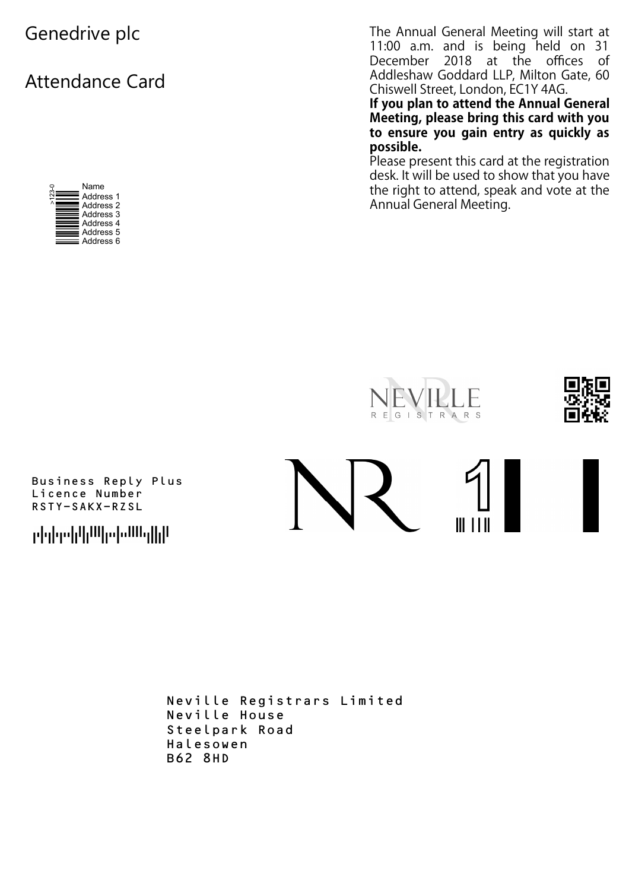Genedrive plc

# Attendance Card

>123-0

Name
Address 1
Address 2
Address 3
Address 4
Address 5
Address 6

The Annual General Meeting will start at 11:00 a.m. and is being held on 31 December 2018 at the offices of Addleshaw Goddard LLP, Milton Gate, 60 Chiswell Street, London, EC1Y 4AG.

**If you plan to attend the Annual General Meeting, please bring this card with you to ensure you gain entry as quickly as possible.**

Please present this card at the registration desk. It will be used to show that you have the right to attend, speak and vote at the Annual General Meeting.

NEVILLE
REGISTRARS

Business Reply Plus
Licence Number
RSTY-SAKX-RZSL

NR 1

Neville Registrars Limited
Neville House
Steelpark Road
Halesowen
B62 8HD